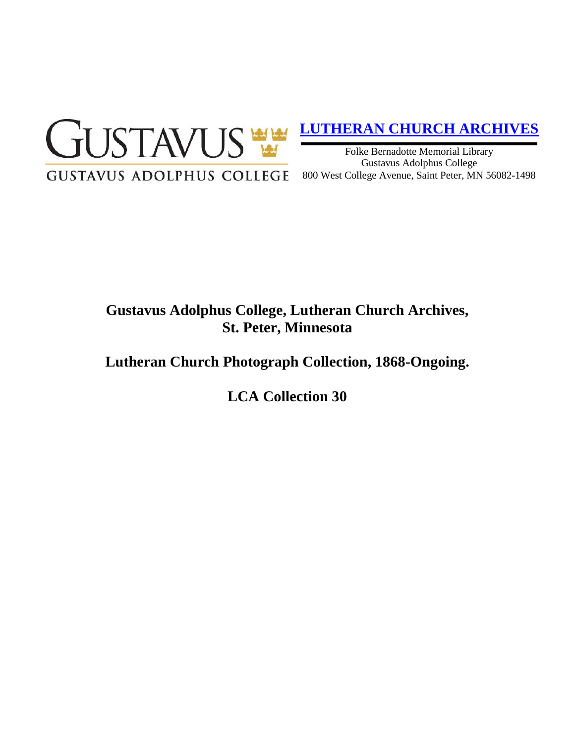GUSTAVUS

GUSTAVUS ADOLPHUS COLLEGE

**LUTHERAN CHURCH ARCHIVES**

Folke Bernadotte Memorial Library
Gustavus Adolphus College
800 West College Avenue, Saint Peter, MN 56082-1498

# Gustavus Adolphus College, Lutheran Church Archives, St. Peter, Minnesota

## Lutheran Church Photograph Collection, 1868-Ongoing.

## LCA Collection 30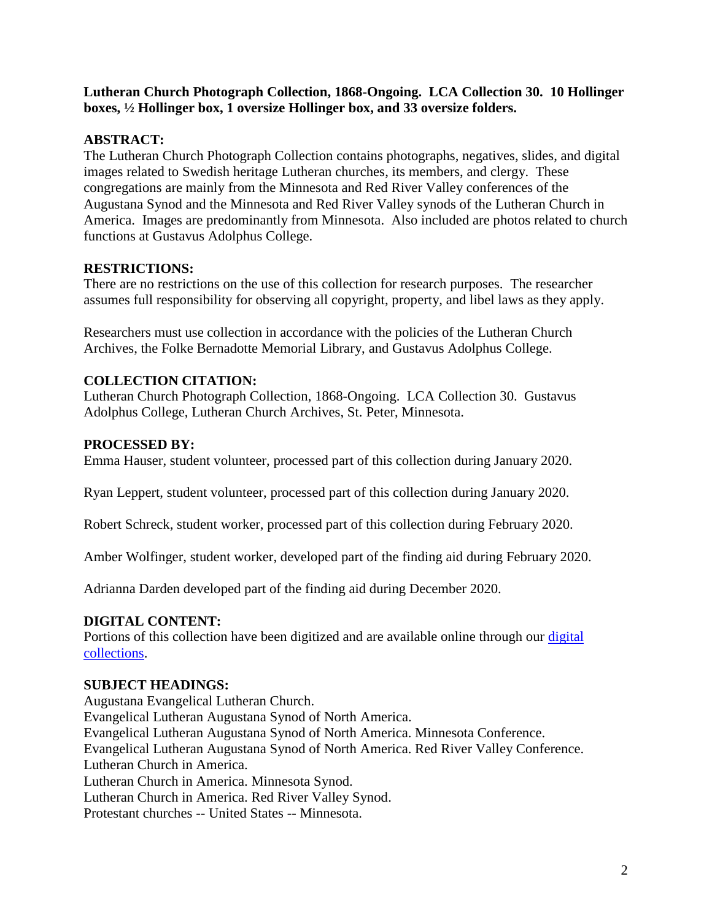**Lutheran Church Photograph Collection, 1868-Ongoing. LCA Collection 30. 10 Hollinger boxes, ½ Hollinger box, 1 oversize Hollinger box, and 33 oversize folders.**

## ABSTRACT:

The Lutheran Church Photograph Collection contains photographs, negatives, slides, and digital images related to Swedish heritage Lutheran churches, its members, and clergy. These congregations are mainly from the Minnesota and Red River Valley conferences of the Augustana Synod and the Minnesota and Red River Valley synods of the Lutheran Church in America. Images are predominantly from Minnesota. Also included are photos related to church functions at Gustavus Adolphus College.

## RESTRICTIONS:

There are no restrictions on the use of this collection for research purposes. The researcher assumes full responsibility for observing all copyright, property, and libel laws as they apply.

Researchers must use collection in accordance with the policies of the Lutheran Church Archives, the Folke Bernadotte Memorial Library, and Gustavus Adolphus College.

## COLLECTION CITATION:

Lutheran Church Photograph Collection, 1868-Ongoing. LCA Collection 30. Gustavus Adolphus College, Lutheran Church Archives, St. Peter, Minnesota.

## PROCESSED BY:

Emma Hauser, student volunteer, processed part of this collection during January 2020.

Ryan Leppert, student volunteer, processed part of this collection during January 2020.

Robert Schreck, student worker, processed part of this collection during February 2020.

Amber Wolfinger, student worker, developed part of the finding aid during February 2020.

Adrianna Darden developed part of the finding aid during December 2020.

## DIGITAL CONTENT:

Portions of this collection have been digitized and are available online through our digital collections.

## SUBJECT HEADINGS:

Augustana Evangelical Lutheran Church.
Evangelical Lutheran Augustana Synod of North America.
Evangelical Lutheran Augustana Synod of North America. Minnesota Conference.
Evangelical Lutheran Augustana Synod of North America. Red River Valley Conference.
Lutheran Church in America.
Lutheran Church in America. Minnesota Synod.
Lutheran Church in America. Red River Valley Synod.
Protestant churches -- United States -- Minnesota.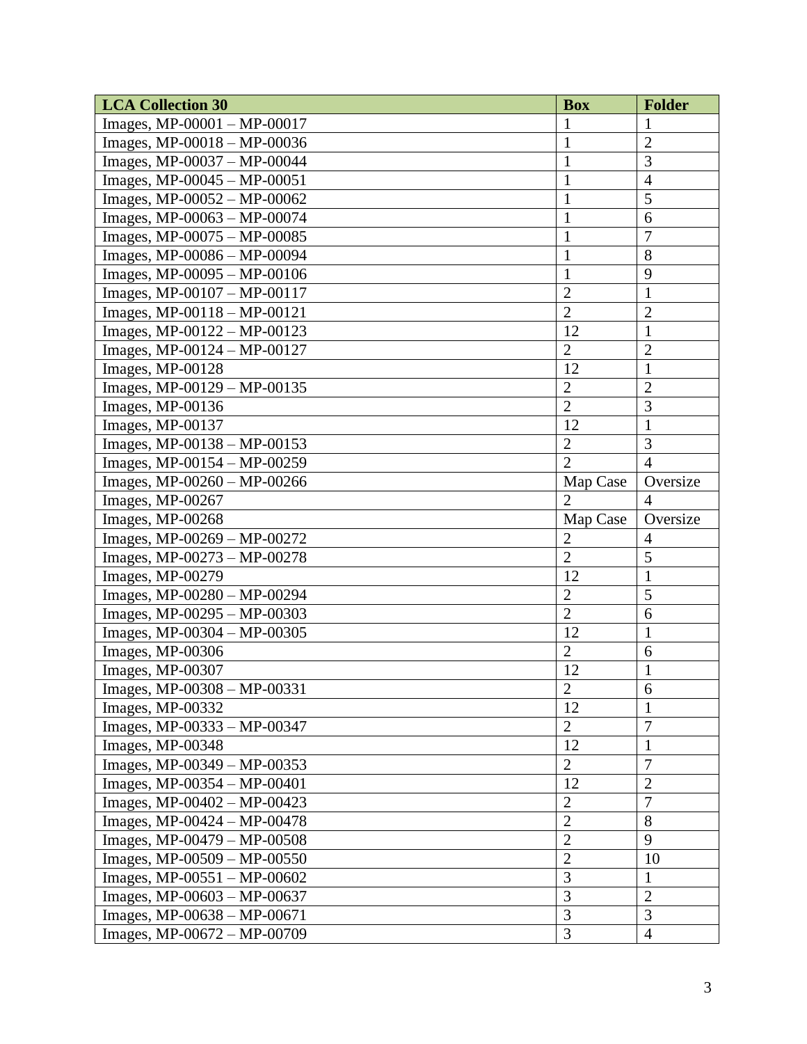| LCA Collection 30 | Box | Folder |
|---|---|---|
| Images, MP-00001 – MP-00017 | 1 | 1 |
| Images, MP-00018 – MP-00036 | 1 | 2 |
| Images, MP-00037 – MP-00044 | 1 | 3 |
| Images, MP-00045 – MP-00051 | 1 | 4 |
| Images, MP-00052 – MP-00062 | 1 | 5 |
| Images, MP-00063 – MP-00074 | 1 | 6 |
| Images, MP-00075 – MP-00085 | 1 | 7 |
| Images, MP-00086 – MP-00094 | 1 | 8 |
| Images, MP-00095 – MP-00106 | 1 | 9 |
| Images, MP-00107 – MP-00117 | 2 | 1 |
| Images, MP-00118 – MP-00121 | 2 | 2 |
| Images, MP-00122 – MP-00123 | 12 | 1 |
| Images, MP-00124 – MP-00127 | 2 | 2 |
| Images, MP-00128 | 12 | 1 |
| Images, MP-00129 – MP-00135 | 2 | 2 |
| Images, MP-00136 | 2 | 3 |
| Images, MP-00137 | 12 | 1 |
| Images, MP-00138 – MP-00153 | 2 | 3 |
| Images, MP-00154 – MP-00259 | 2 | 4 |
| Images, MP-00260 – MP-00266 | Map Case | Oversize |
| Images, MP-00267 | 2 | 4 |
| Images, MP-00268 | Map Case | Oversize |
| Images, MP-00269 – MP-00272 | 2 | 4 |
| Images, MP-00273 – MP-00278 | 2 | 5 |
| Images, MP-00279 | 12 | 1 |
| Images, MP-00280 – MP-00294 | 2 | 5 |
| Images, MP-00295 – MP-00303 | 2 | 6 |
| Images, MP-00304 – MP-00305 | 12 | 1 |
| Images, MP-00306 | 2 | 6 |
| Images, MP-00307 | 12 | 1 |
| Images, MP-00308 – MP-00331 | 2 | 6 |
| Images, MP-00332 | 12 | 1 |
| Images, MP-00333 – MP-00347 | 2 | 7 |
| Images, MP-00348 | 12 | 1 |
| Images, MP-00349 – MP-00353 | 2 | 7 |
| Images, MP-00354 – MP-00401 | 12 | 2 |
| Images, MP-00402 – MP-00423 | 2 | 7 |
| Images, MP-00424 – MP-00478 | 2 | 8 |
| Images, MP-00479 – MP-00508 | 2 | 9 |
| Images, MP-00509 – MP-00550 | 2 | 10 |
| Images, MP-00551 – MP-00602 | 3 | 1 |
| Images, MP-00603 – MP-00637 | 3 | 2 |
| Images, MP-00638 – MP-00671 | 3 | 3 |
| Images, MP-00672 – MP-00709 | 3 | 4 |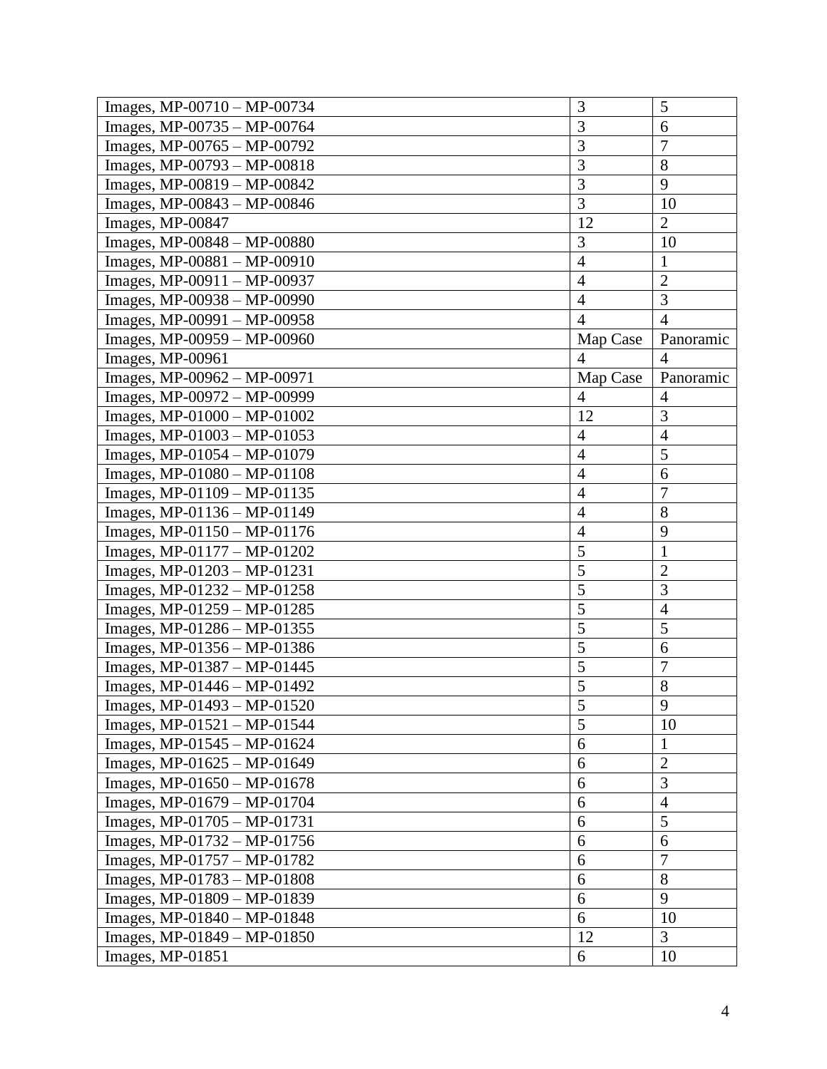| Images, MP-00710 – MP-00734 | 3 | 5 |
|---|---|---|
| Images, MP-00735 – MP-00764 | 3 | 6 |
| Images, MP-00765 – MP-00792 | 3 | 7 |
| Images, MP-00793 – MP-00818 | 3 | 8 |
| Images, MP-00819 – MP-00842 | 3 | 9 |
| Images, MP-00843 – MP-00846 | 3 | 10 |
| Images, MP-00847 | 12 | 2 |
| Images, MP-00848 – MP-00880 | 3 | 10 |
| Images, MP-00881 – MP-00910 | 4 | 1 |
| Images, MP-00911 – MP-00937 | 4 | 2 |
| Images, MP-00938 – MP-00990 | 4 | 3 |
| Images, MP-00991 – MP-00958 | 4 | 4 |
| Images, MP-00959 – MP-00960 | Map Case | Panoramic |
| Images, MP-00961 | 4 | 4 |
| Images, MP-00962 – MP-00971 | Map Case | Panoramic |
| Images, MP-00972 – MP-00999 | 4 | 4 |
| Images, MP-01000 – MP-01002 | 12 | 3 |
| Images, MP-01003 – MP-01053 | 4 | 4 |
| Images, MP-01054 – MP-01079 | 4 | 5 |
| Images, MP-01080 – MP-01108 | 4 | 6 |
| Images, MP-01109 – MP-01135 | 4 | 7 |
| Images, MP-01136 – MP-01149 | 4 | 8 |
| Images, MP-01150 – MP-01176 | 4 | 9 |
| Images, MP-01177 – MP-01202 | 5 | 1 |
| Images, MP-01203 – MP-01231 | 5 | 2 |
| Images, MP-01232 – MP-01258 | 5 | 3 |
| Images, MP-01259 – MP-01285 | 5 | 4 |
| Images, MP-01286 – MP-01355 | 5 | 5 |
| Images, MP-01356 – MP-01386 | 5 | 6 |
| Images, MP-01387 – MP-01445 | 5 | 7 |
| Images, MP-01446 – MP-01492 | 5 | 8 |
| Images, MP-01493 – MP-01520 | 5 | 9 |
| Images, MP-01521 – MP-01544 | 5 | 10 |
| Images, MP-01545 – MP-01624 | 6 | 1 |
| Images, MP-01625 – MP-01649 | 6 | 2 |
| Images, MP-01650 – MP-01678 | 6 | 3 |
| Images, MP-01679 – MP-01704 | 6 | 4 |
| Images, MP-01705 – MP-01731 | 6 | 5 |
| Images, MP-01732 – MP-01756 | 6 | 6 |
| Images, MP-01757 – MP-01782 | 6 | 7 |
| Images, MP-01783 – MP-01808 | 6 | 8 |
| Images, MP-01809 – MP-01839 | 6 | 9 |
| Images, MP-01840 – MP-01848 | 6 | 10 |
| Images, MP-01849 – MP-01850 | 12 | 3 |
| Images, MP-01851 | 6 | 10 |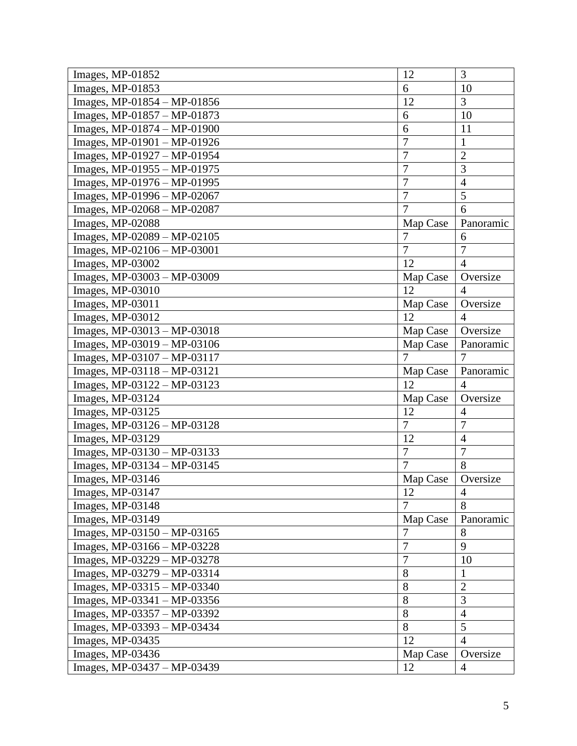| | | |
|---|---|---|
| Images, MP-01852 | 12 | 3 |
| Images, MP-01853 | 6 | 10 |
| Images, MP-01854 – MP-01856 | 12 | 3 |
| Images, MP-01857 – MP-01873 | 6 | 10 |
| Images, MP-01874 – MP-01900 | 6 | 11 |
| Images, MP-01901 – MP-01926 | 7 | 1 |
| Images, MP-01927 – MP-01954 | 7 | 2 |
| Images, MP-01955 – MP-01975 | 7 | 3 |
| Images, MP-01976 – MP-01995 | 7 | 4 |
| Images, MP-01996 – MP-02067 | 7 | 5 |
| Images, MP-02068 – MP-02087 | 7 | 6 |
| Images, MP-02088 | Map Case | Panoramic |
| Images, MP-02089 – MP-02105 | 7 | 6 |
| Images, MP-02106 – MP-03001 | 7 | 7 |
| Images, MP-03002 | 12 | 4 |
| Images, MP-03003 – MP-03009 | Map Case | Oversize |
| Images, MP-03010 | 12 | 4 |
| Images, MP-03011 | Map Case | Oversize |
| Images, MP-03012 | 12 | 4 |
| Images, MP-03013 – MP-03018 | Map Case | Oversize |
| Images, MP-03019 – MP-03106 | Map Case | Panoramic |
| Images, MP-03107 – MP-03117 | 7 | 7 |
| Images, MP-03118 – MP-03121 | Map Case | Panoramic |
| Images, MP-03122 – MP-03123 | 12 | 4 |
| Images, MP-03124 | Map Case | Oversize |
| Images, MP-03125 | 12 | 4 |
| Images, MP-03126 – MP-03128 | 7 | 7 |
| Images, MP-03129 | 12 | 4 |
| Images, MP-03130 – MP-03133 | 7 | 7 |
| Images, MP-03134 – MP-03145 | 7 | 8 |
| Images, MP-03146 | Map Case | Oversize |
| Images, MP-03147 | 12 | 4 |
| Images, MP-03148 | 7 | 8 |
| Images, MP-03149 | Map Case | Panoramic |
| Images, MP-03150 – MP-03165 | 7 | 8 |
| Images, MP-03166 – MP-03228 | 7 | 9 |
| Images, MP-03229 – MP-03278 | 7 | 10 |
| Images, MP-03279 – MP-03314 | 8 | 1 |
| Images, MP-03315 – MP-03340 | 8 | 2 |
| Images, MP-03341 – MP-03356 | 8 | 3 |
| Images, MP-03357 – MP-03392 | 8 | 4 |
| Images, MP-03393 – MP-03434 | 8 | 5 |
| Images, MP-03435 | 12 | 4 |
| Images, MP-03436 | Map Case | Oversize |
| Images, MP-03437 – MP-03439 | 12 | 4 |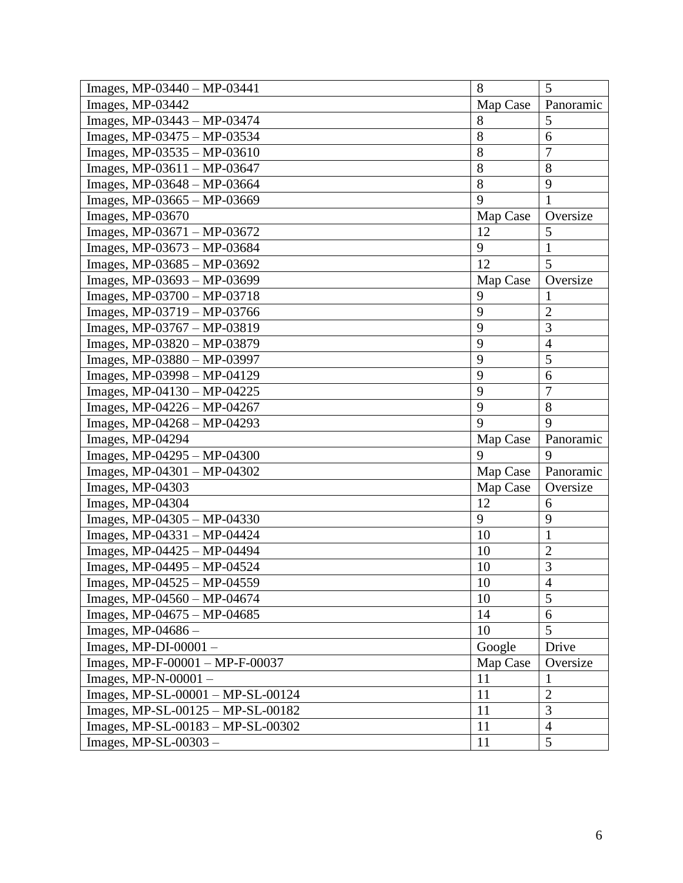| | | |
|---|---|---|
| Images, MP-03440 – MP-03441 | 8 | 5 |
| Images, MP-03442 | Map Case | Panoramic |
| Images, MP-03443 – MP-03474 | 8 | 5 |
| Images, MP-03475 – MP-03534 | 8 | 6 |
| Images, MP-03535 – MP-03610 | 8 | 7 |
| Images, MP-03611 – MP-03647 | 8 | 8 |
| Images, MP-03648 – MP-03664 | 8 | 9 |
| Images, MP-03665 – MP-03669 | 9 | 1 |
| Images, MP-03670 | Map Case | Oversize |
| Images, MP-03671 – MP-03672 | 12 | 5 |
| Images, MP-03673 – MP-03684 | 9 | 1 |
| Images, MP-03685 – MP-03692 | 12 | 5 |
| Images, MP-03693 – MP-03699 | Map Case | Oversize |
| Images, MP-03700 – MP-03718 | 9 | 1 |
| Images, MP-03719 – MP-03766 | 9 | 2 |
| Images, MP-03767 – MP-03819 | 9 | 3 |
| Images, MP-03820 – MP-03879 | 9 | 4 |
| Images, MP-03880 – MP-03997 | 9 | 5 |
| Images, MP-03998 – MP-04129 | 9 | 6 |
| Images, MP-04130 – MP-04225 | 9 | 7 |
| Images, MP-04226 – MP-04267 | 9 | 8 |
| Images, MP-04268 – MP-04293 | 9 | 9 |
| Images, MP-04294 | Map Case | Panoramic |
| Images, MP-04295 – MP-04300 | 9 | 9 |
| Images, MP-04301 – MP-04302 | Map Case | Panoramic |
| Images, MP-04303 | Map Case | Oversize |
| Images, MP-04304 | 12 | 6 |
| Images, MP-04305 – MP-04330 | 9 | 9 |
| Images, MP-04331 – MP-04424 | 10 | 1 |
| Images, MP-04425 – MP-04494 | 10 | 2 |
| Images, MP-04495 – MP-04524 | 10 | 3 |
| Images, MP-04525 – MP-04559 | 10 | 4 |
| Images, MP-04560 – MP-04674 | 10 | 5 |
| Images, MP-04675 – MP-04685 | 14 | 6 |
| Images, MP-04686 – | 10 | 5 |
| Images, MP-DI-00001 – | Google | Drive |
| Images, MP-F-00001 – MP-F-00037 | Map Case | Oversize |
| Images, MP-N-00001 – | 11 | 1 |
| Images, MP-SL-00001 – MP-SL-00124 | 11 | 2 |
| Images, MP-SL-00125 – MP-SL-00182 | 11 | 3 |
| Images, MP-SL-00183 – MP-SL-00302 | 11 | 4 |
| Images, MP-SL-00303 – | 11 | 5 |